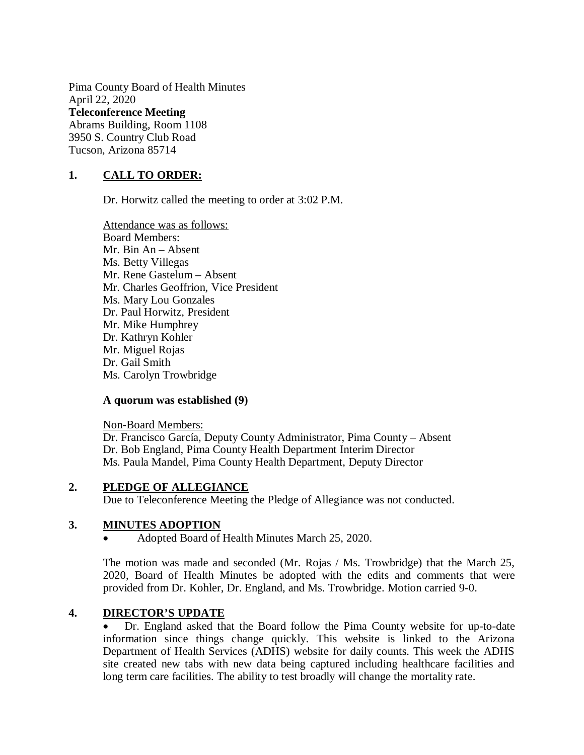Pima County Board of Health Minutes
April 22, 2020
**Teleconference Meeting**
Abrams Building, Room 1108
3950 S. Country Club Road
Tucson, Arizona 85714

## 1. CALL TO ORDER:

Dr. Horwitz called the meeting to order at 3:02 P.M.

Attendance was as follows:
Board Members:
Mr. Bin An – Absent
Ms. Betty Villegas
Mr. Rene Gastelum – Absent
Mr. Charles Geoffrion, Vice President
Ms. Mary Lou Gonzales
Dr. Paul Horwitz, President
Mr. Mike Humphrey
Dr. Kathryn Kohler
Mr. Miguel Rojas
Dr. Gail Smith
Ms. Carolyn Trowbridge

**A quorum was established (9)**

Non-Board Members:
Dr. Francisco García, Deputy County Administrator, Pima County – Absent
Dr. Bob England, Pima County Health Department Interim Director
Ms. Paula Mandel, Pima County Health Department, Deputy Director

## 2. PLEDGE OF ALLEGIANCE

Due to Teleconference Meeting the Pledge of Allegiance was not conducted.

## 3. MINUTES ADOPTION

- Adopted Board of Health Minutes March 25, 2020.

The motion was made and seconded (Mr. Rojas / Ms. Trowbridge) that the March 25, 2020, Board of Health Minutes be adopted with the edits and comments that were provided from Dr. Kohler, Dr. England, and Ms. Trowbridge. Motion carried 9-0.

## 4. DIRECTOR'S UPDATE

- Dr. England asked that the Board follow the Pima County website for up-to-date information since things change quickly. This website is linked to the Arizona Department of Health Services (ADHS) website for daily counts. This week the ADHS site created new tabs with new data being captured including healthcare facilities and long term care facilities. The ability to test broadly will change the mortality rate.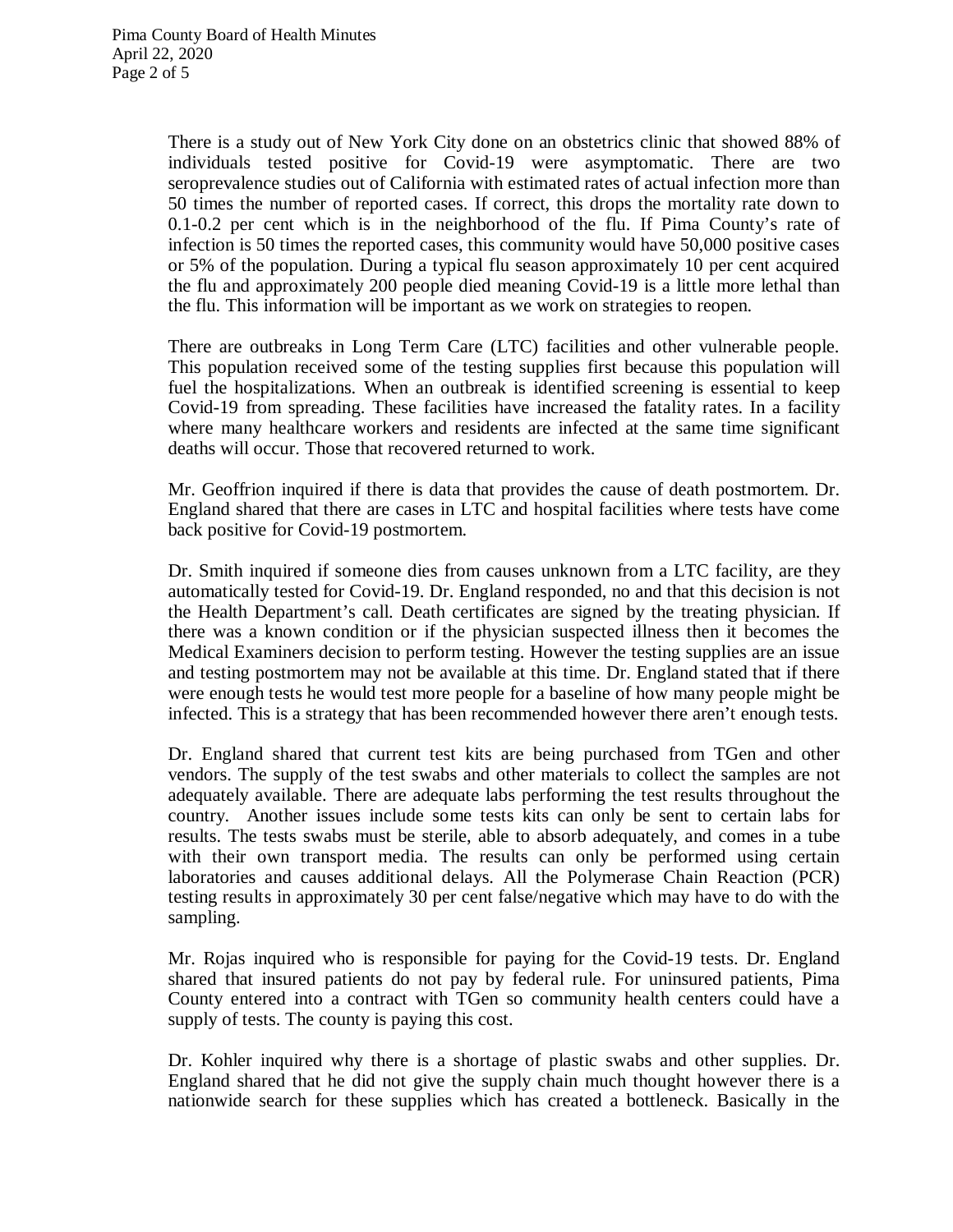There is a study out of New York City done on an obstetrics clinic that showed 88% of individuals tested positive for Covid-19 were asymptomatic. There are two seroprevalence studies out of California with estimated rates of actual infection more than 50 times the number of reported cases. If correct, this drops the mortality rate down to 0.1-0.2 per cent which is in the neighborhood of the flu. If Pima County's rate of infection is 50 times the reported cases, this community would have 50,000 positive cases or 5% of the population. During a typical flu season approximately 10 per cent acquired the flu and approximately 200 people died meaning Covid-19 is a little more lethal than the flu. This information will be important as we work on strategies to reopen.

There are outbreaks in Long Term Care (LTC) facilities and other vulnerable people. This population received some of the testing supplies first because this population will fuel the hospitalizations. When an outbreak is identified screening is essential to keep Covid-19 from spreading. These facilities have increased the fatality rates. In a facility where many healthcare workers and residents are infected at the same time significant deaths will occur. Those that recovered returned to work.

Mr. Geoffrion inquired if there is data that provides the cause of death postmortem. Dr. England shared that there are cases in LTC and hospital facilities where tests have come back positive for Covid-19 postmortem.

Dr. Smith inquired if someone dies from causes unknown from a LTC facility, are they automatically tested for Covid-19. Dr. England responded, no and that this decision is not the Health Department's call. Death certificates are signed by the treating physician. If there was a known condition or if the physician suspected illness then it becomes the Medical Examiners decision to perform testing. However the testing supplies are an issue and testing postmortem may not be available at this time. Dr. England stated that if there were enough tests he would test more people for a baseline of how many people might be infected. This is a strategy that has been recommended however there aren't enough tests.

Dr. England shared that current test kits are being purchased from TGen and other vendors. The supply of the test swabs and other materials to collect the samples are not adequately available. There are adequate labs performing the test results throughout the country. Another issues include some tests kits can only be sent to certain labs for results. The tests swabs must be sterile, able to absorb adequately, and comes in a tube with their own transport media. The results can only be performed using certain laboratories and causes additional delays. All the Polymerase Chain Reaction (PCR) testing results in approximately 30 per cent false/negative which may have to do with the sampling.

Mr. Rojas inquired who is responsible for paying for the Covid-19 tests. Dr. England shared that insured patients do not pay by federal rule. For uninsured patients, Pima County entered into a contract with TGen so community health centers could have a supply of tests. The county is paying this cost.

Dr. Kohler inquired why there is a shortage of plastic swabs and other supplies. Dr. England shared that he did not give the supply chain much thought however there is a nationwide search for these supplies which has created a bottleneck. Basically in the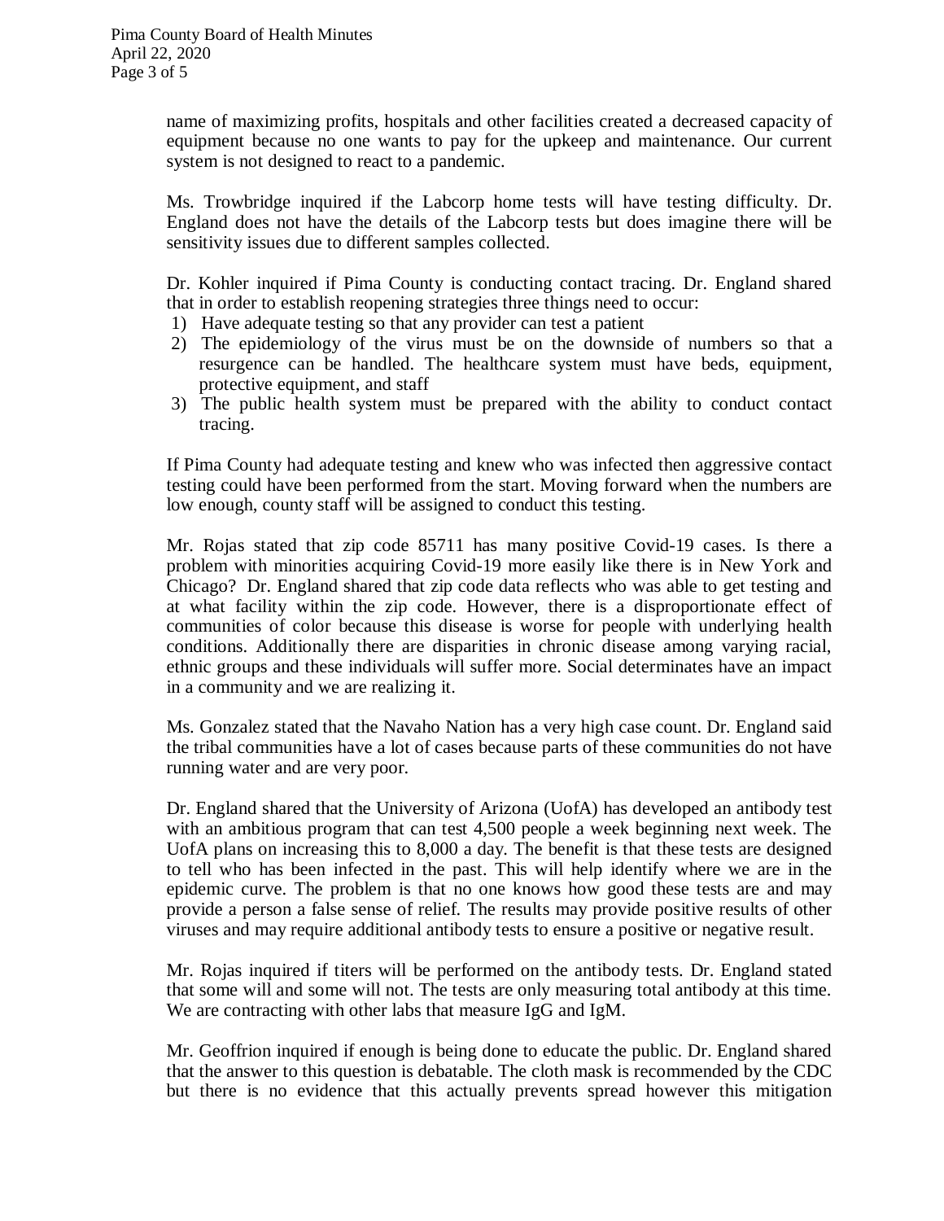name of maximizing profits, hospitals and other facilities created a decreased capacity of equipment because no one wants to pay for the upkeep and maintenance. Our current system is not designed to react to a pandemic.

Ms. Trowbridge inquired if the Labcorp home tests will have testing difficulty. Dr. England does not have the details of the Labcorp tests but does imagine there will be sensitivity issues due to different samples collected.

Dr. Kohler inquired if Pima County is conducting contact tracing. Dr. England shared that in order to establish reopening strategies three things need to occur:

1) Have adequate testing so that any provider can test a patient
2) The epidemiology of the virus must be on the downside of numbers so that a resurgence can be handled. The healthcare system must have beds, equipment, protective equipment, and staff
3) The public health system must be prepared with the ability to conduct contact tracing.

If Pima County had adequate testing and knew who was infected then aggressive contact testing could have been performed from the start. Moving forward when the numbers are low enough, county staff will be assigned to conduct this testing.

Mr. Rojas stated that zip code 85711 has many positive Covid-19 cases. Is there a problem with minorities acquiring Covid-19 more easily like there is in New York and Chicago? Dr. England shared that zip code data reflects who was able to get testing and at what facility within the zip code. However, there is a disproportionate effect of communities of color because this disease is worse for people with underlying health conditions. Additionally there are disparities in chronic disease among varying racial, ethnic groups and these individuals will suffer more. Social determinates have an impact in a community and we are realizing it.

Ms. Gonzalez stated that the Navaho Nation has a very high case count. Dr. England said the tribal communities have a lot of cases because parts of these communities do not have running water and are very poor.

Dr. England shared that the University of Arizona (UofA) has developed an antibody test with an ambitious program that can test 4,500 people a week beginning next week. The UofA plans on increasing this to 8,000 a day. The benefit is that these tests are designed to tell who has been infected in the past. This will help identify where we are in the epidemic curve. The problem is that no one knows how good these tests are and may provide a person a false sense of relief. The results may provide positive results of other viruses and may require additional antibody tests to ensure a positive or negative result.

Mr. Rojas inquired if titers will be performed on the antibody tests. Dr. England stated that some will and some will not. The tests are only measuring total antibody at this time. We are contracting with other labs that measure IgG and IgM.

Mr. Geoffrion inquired if enough is being done to educate the public. Dr. England shared that the answer to this question is debatable. The cloth mask is recommended by the CDC but there is no evidence that this actually prevents spread however this mitigation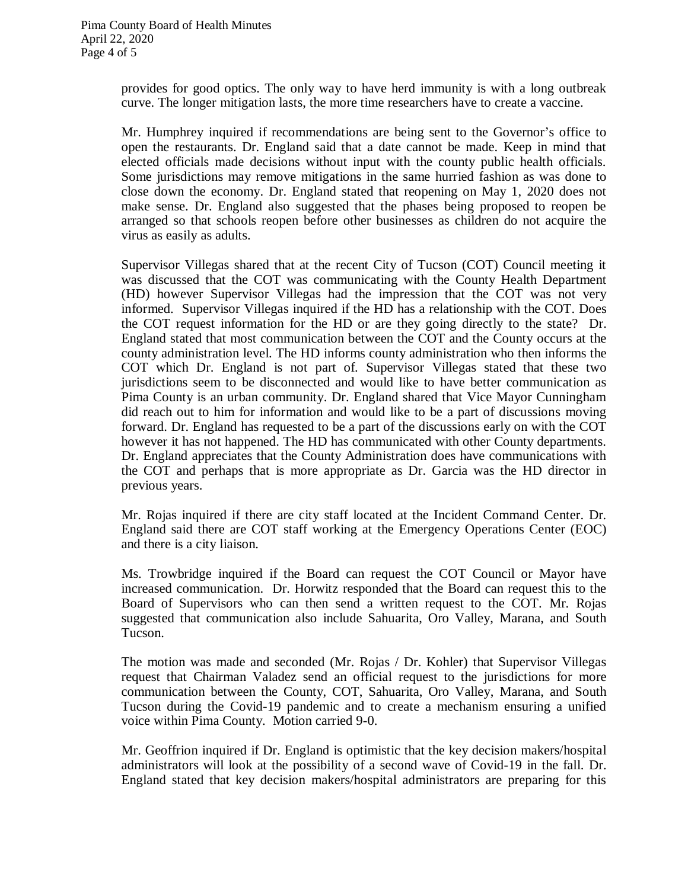provides for good optics. The only way to have herd immunity is with a long outbreak curve. The longer mitigation lasts, the more time researchers have to create a vaccine.

Mr. Humphrey inquired if recommendations are being sent to the Governor's office to open the restaurants. Dr. England said that a date cannot be made. Keep in mind that elected officials made decisions without input with the county public health officials. Some jurisdictions may remove mitigations in the same hurried fashion as was done to close down the economy. Dr. England stated that reopening on May 1, 2020 does not make sense. Dr. England also suggested that the phases being proposed to reopen be arranged so that schools reopen before other businesses as children do not acquire the virus as easily as adults.

Supervisor Villegas shared that at the recent City of Tucson (COT) Council meeting it was discussed that the COT was communicating with the County Health Department (HD) however Supervisor Villegas had the impression that the COT was not very informed. Supervisor Villegas inquired if the HD has a relationship with the COT. Does the COT request information for the HD or are they going directly to the state? Dr. England stated that most communication between the COT and the County occurs at the county administration level. The HD informs county administration who then informs the COT which Dr. England is not part of. Supervisor Villegas stated that these two jurisdictions seem to be disconnected and would like to have better communication as Pima County is an urban community. Dr. England shared that Vice Mayor Cunningham did reach out to him for information and would like to be a part of discussions moving forward. Dr. England has requested to be a part of the discussions early on with the COT however it has not happened. The HD has communicated with other County departments. Dr. England appreciates that the County Administration does have communications with the COT and perhaps that is more appropriate as Dr. Garcia was the HD director in previous years.

Mr. Rojas inquired if there are city staff located at the Incident Command Center. Dr. England said there are COT staff working at the Emergency Operations Center (EOC) and there is a city liaison.

Ms. Trowbridge inquired if the Board can request the COT Council or Mayor have increased communication. Dr. Horwitz responded that the Board can request this to the Board of Supervisors who can then send a written request to the COT. Mr. Rojas suggested that communication also include Sahuarita, Oro Valley, Marana, and South Tucson.

The motion was made and seconded (Mr. Rojas / Dr. Kohler) that Supervisor Villegas request that Chairman Valadez send an official request to the jurisdictions for more communication between the County, COT, Sahuarita, Oro Valley, Marana, and South Tucson during the Covid-19 pandemic and to create a mechanism ensuring a unified voice within Pima County. Motion carried 9-0.

Mr. Geoffrion inquired if Dr. England is optimistic that the key decision makers/hospital administrators will look at the possibility of a second wave of Covid-19 in the fall. Dr. England stated that key decision makers/hospital administrators are preparing for this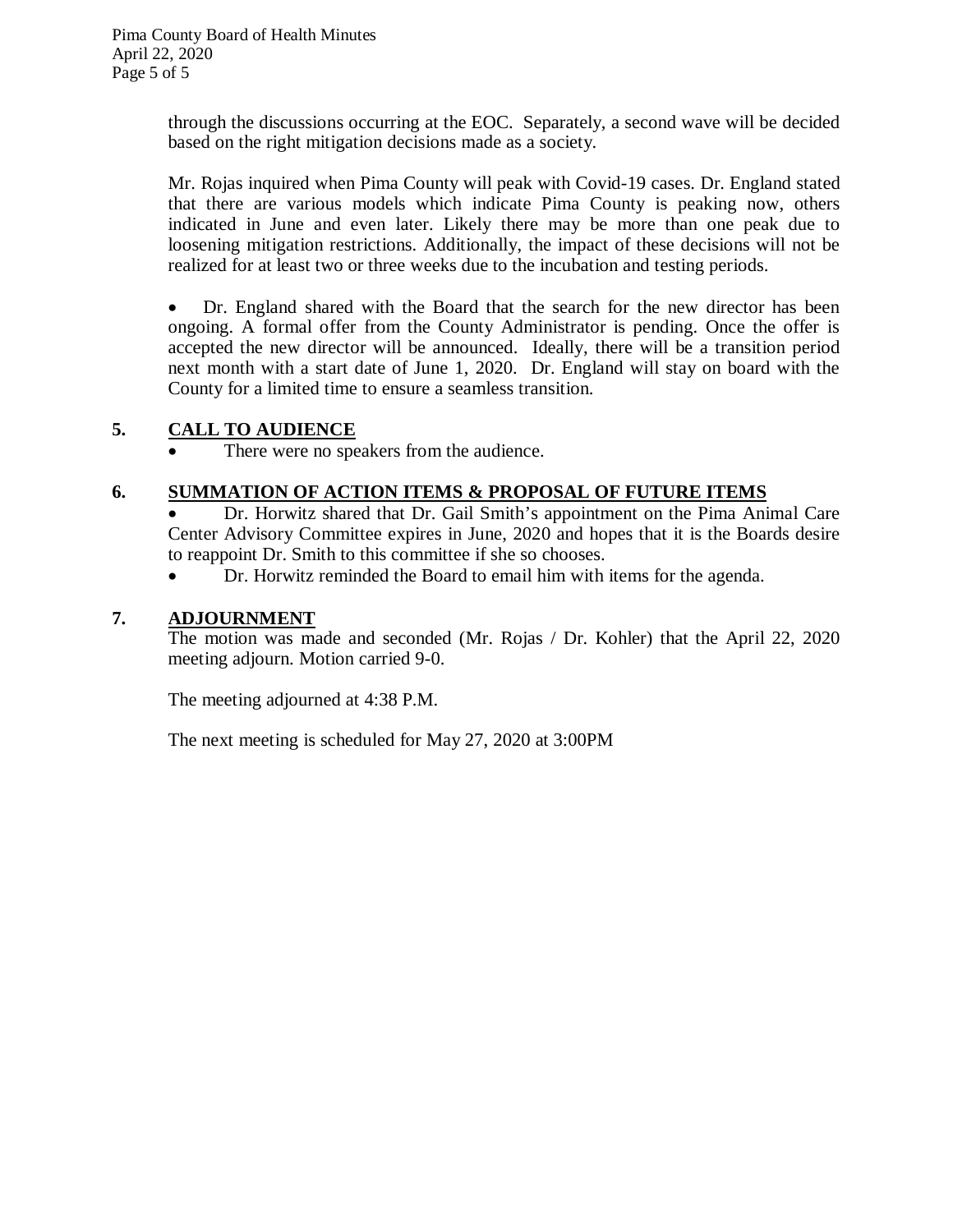through the discussions occurring at the EOC. Separately, a second wave will be decided based on the right mitigation decisions made as a society.

Mr. Rojas inquired when Pima County will peak with Covid-19 cases. Dr. England stated that there are various models which indicate Pima County is peaking now, others indicated in June and even later. Likely there may be more than one peak due to loosening mitigation restrictions. Additionally, the impact of these decisions will not be realized for at least two or three weeks due to the incubation and testing periods.

- Dr. England shared with the Board that the search for the new director has been ongoing. A formal offer from the County Administrator is pending. Once the offer is accepted the new director will be announced. Ideally, there will be a transition period next month with a start date of June 1, 2020. Dr. England will stay on board with the County for a limited time to ensure a seamless transition.

## 5. CALL TO AUDIENCE

- There were no speakers from the audience.

## 6. SUMMATION OF ACTION ITEMS & PROPOSAL OF FUTURE ITEMS

- Dr. Horwitz shared that Dr. Gail Smith's appointment on the Pima Animal Care Center Advisory Committee expires in June, 2020 and hopes that it is the Boards desire to reappoint Dr. Smith to this committee if she so chooses.
- Dr. Horwitz reminded the Board to email him with items for the agenda.

## 7. ADJOURNMENT

The motion was made and seconded (Mr. Rojas / Dr. Kohler) that the April 22, 2020 meeting adjourn. Motion carried 9-0.

The meeting adjourned at 4:38 P.M.

The next meeting is scheduled for May 27, 2020 at 3:00PM